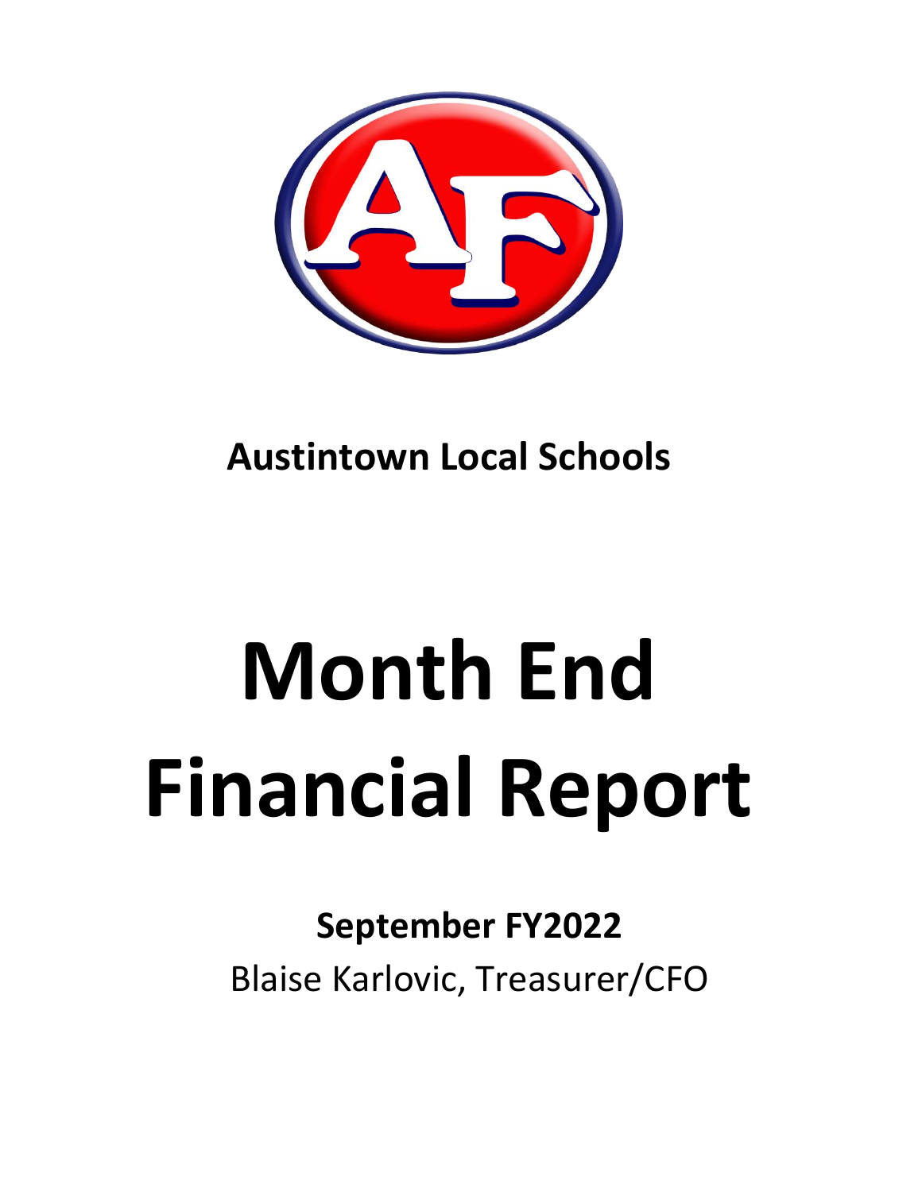## Austintown Local Schools

# Month End Financial Report

**September FY2022**

Blaise Karlovic, Treasurer/CFO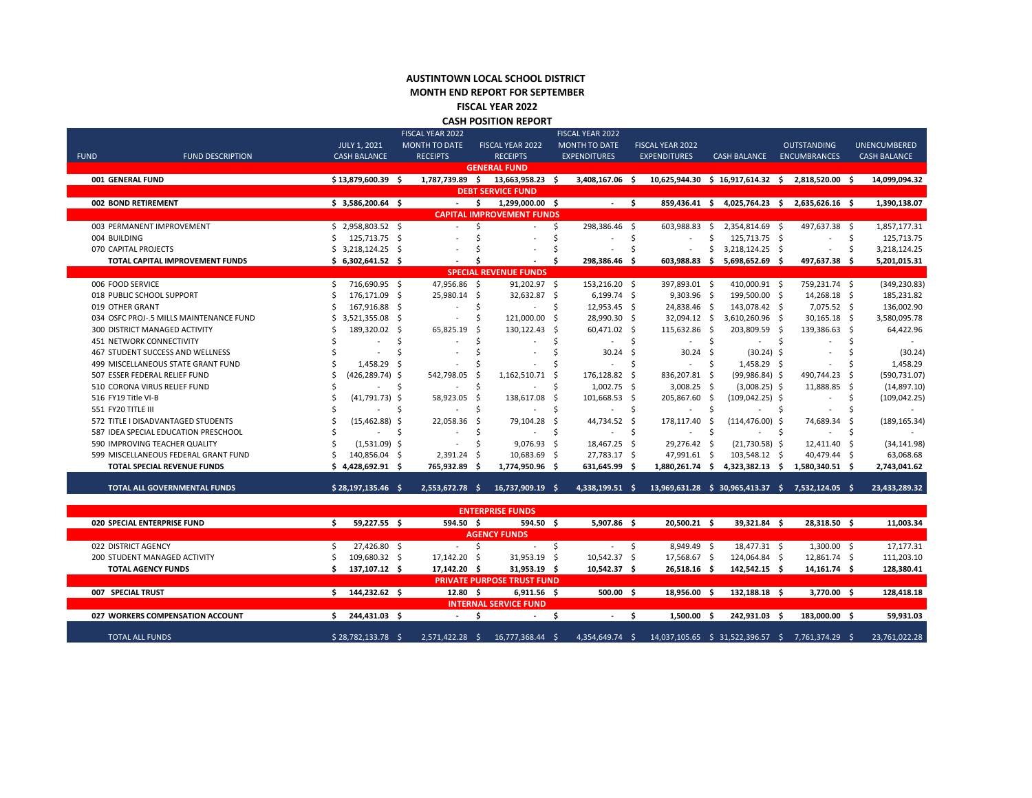# AUSTINTOWN LOCAL SCHOOL DISTRICT
## MONTH END REPORT FOR SEPTEMBER
## FISCAL YEAR 2022
## CASH POSITION REPORT

| FUND | FUND DESCRIPTION | JULY 1, 2021 CASH BALANCE | FISCAL YEAR 2022 MONTH TO DATE RECEIPTS | FISCAL YEAR 2022 RECEIPTS | FISCAL YEAR 2022 MONTH TO DATE EXPENDITURES | FISCAL YEAR 2022 EXPENDITURES | CASH BALANCE | OUTSTANDING ENCUMBRANCES | UNENCUMBERED CASH BALANCE |
|---|---|---|---|---|---|---|---|---|---|
| **GENERAL FUND** | | | | | | | | | |
| **001** | **GENERAL FUND** | **$ 13,879,600.39** | **$ 1,787,739.89** | **$ 13,663,958.23** | **$ 3,408,167.06** | **$ 10,625,944.30** | **$ 16,917,614.32** | **$ 2,818,520.00** | **$ 14,099,094.32** |
| **DEBT SERVICE FUND** | | | | | | | | | |
| **002** | **BOND RETIREMENT** | **$ 3,586,200.64** | **$ -** | **$ 1,299,000.00** | **$ -** | **$ 859,436.41** | **$ 4,025,764.23** | **$ 2,635,626.16** | **$ 1,390,138.07** |
| **CAPITAL IMPROVEMENT FUNDS** | | | | | | | | | |
| 003 | PERMANENT IMPROVEMENT | $ 2,958,803.52 | $ - | $ - | $ 298,386.46 | $ 603,988.83 | $ 2,354,814.69 | $ 497,637.38 | $ 1,857,177.31 |
| 004 | BUILDING | $ 125,713.75 | $ - | $ - | $ - | $ - | $ 125,713.75 | $ - | $ 125,713.75 |
| 070 | CAPITAL PROJECTS | $ 3,218,124.25 | $ - | $ - | $ - | $ - | $ 3,218,124.25 | $ - | $ 3,218,124.25 |
| | **TOTAL CAPITAL IMPROVEMENT FUNDS** | **$ 6,302,641.52** | **$ -** | **$ -** | **$ 298,386.46** | **$ 603,988.83** | **$ 5,698,652.69** | **$ 497,637.38** | **$ 5,201,015.31** |
| **SPECIAL REVENUE FUNDS** | | | | | | | | | |
| 006 | FOOD SERVICE | $ 716,690.95 | $ 47,956.86 | $ 91,202.97 | $ 153,216.20 | $ 397,893.01 | $ 410,000.91 | $ 759,231.74 | $ (349,230.83) |
| 018 | PUBLIC SCHOOL SUPPORT | $ 176,171.09 | $ 25,980.14 | $ 32,632.87 | $ 6,199.74 | $ 9,303.96 | $ 199,500.00 | $ 14,268.18 | $ 185,231.82 |
| 019 | OTHER GRANT | $ 167,916.88 | $ - | $ - | $ 12,953.45 | $ 24,838.46 | $ 143,078.42 | $ 7,075.52 | $ 136,002.90 |
| 034 | OSFC PROJ-.5 MILLS MAINTENANCE FUND | $ 3,521,355.08 | $ - | $ 121,000.00 | $ 28,990.30 | $ 32,094.12 | $ 3,610,260.96 | $ 30,165.18 | $ 3,580,095.78 |
| 300 | DISTRICT MANAGED ACTIVITY | $ 189,320.02 | $ 65,825.19 | $ 130,122.43 | $ 60,471.02 | $ 115,632.86 | $ 203,809.59 | $ 139,386.63 | $ 64,422.96 |
| 451 | NETWORK CONNECTIVITY | $ - | $ - | $ - | $ - | $ - | $ - | $ - | $ - |
| 467 | STUDENT SUCCESS AND WELLNESS | $ - | $ - | $ - | $ 30.24 | $ 30.24 | $ (30.24) | $ - | $ (30.24) |
| 499 | MISCELLANEOUS STATE GRANT FUND | $ 1,458.29 | $ - | $ - | $ - | $ - | $ 1,458.29 | $ - | $ 1,458.29 |
| 507 | ESSER FEDERAL RELIEF FUND | $ (426,289.74) | $ 542,798.05 | $ 1,162,510.71 | $ 176,128.82 | $ 836,207.81 | $ (99,986.84) | $ 490,744.23 | $ (590,731.07) |
| 510 | CORONA VIRUS RELIEF FUND | $ - | $ - | $ - | $ 1,002.75 | $ 3,008.25 | $ (3,008.25) | $ 11,888.85 | $ (14,897.10) |
| 516 | FY19 Title VI-B | $ (41,791.73) | $ 58,923.05 | $ 138,617.08 | $ 101,668.53 | $ 205,867.60 | $ (109,042.25) | $ - | $ (109,042.25) |
| 551 | FY20 TITLE III | $ - | $ - | $ - | $ - | $ - | $ - | $ - | $ - |
| 572 | TITLE I DISADVANTAGED STUDENTS | $ (15,462.88) | $ 22,058.36 | $ 79,104.28 | $ 44,734.52 | $ 178,117.40 | $ (114,476.00) | $ 74,689.34 | $ (189,165.34) |
| 587 | IDEA SPECIAL EDUCATION PRESCHOOL | $ - | $ - | $ - | $ - | $ - | $ - | $ - | $ - |
| 590 | IMPROVING TEACHER QUALITY | $ (1,531.09) | $ - | $ 9,076.93 | $ 18,467.25 | $ 29,276.42 | $ (21,730.58) | $ 12,411.40 | $ (34,141.98) |
| 599 | MISCELLANEOUS FEDERAL GRANT FUND | $ 140,856.04 | $ 2,391.24 | $ 10,683.69 | $ 27,783.17 | $ 47,991.61 | $ 103,548.12 | $ 40,479.44 | $ 63,068.68 |
| | **TOTAL SPECIAL REVENUE FUNDS** | **$ 4,428,692.91** | **$ 765,932.89** | **$ 1,774,950.96** | **$ 631,645.99** | **$ 1,880,261.74** | **$ 4,323,382.13** | **$ 1,580,340.51** | **$ 2,743,041.62** |
| | **TOTAL ALL GOVERNMENTAL FUNDS** | **$ 28,197,135.46** | **$ 2,553,672.78** | **$ 16,737,909.19** | **$ 4,338,199.51** | **$ 13,969,631.28** | **$ 30,965,413.37** | **$ 7,532,124.05** | **$ 23,433,289.32** |
| **ENTERPRISE FUNDS** | | | | | | | | | |
| **020** | **SPECIAL ENTERPRISE FUND** | **$ 59,227.55** | **$ 594.50** | **$ 594.50** | **$ 5,907.86** | **$ 20,500.21** | **$ 39,321.84** | **$ 28,318.50** | **$ 11,003.34** |
| **AGENCY FUNDS** | | | | | | | | | |
| 022 | DISTRICT AGENCY | $ 27,426.80 | $ - | $ - | $ - | $ 8,949.49 | $ 18,477.31 | $ 1,300.00 | $ 17,177.31 |
| 200 | STUDENT MANAGED ACTIVITY | $ 109,680.32 | $ 17,142.20 | $ 31,953.19 | $ 10,542.37 | $ 17,568.67 | $ 124,064.84 | $ 12,861.74 | $ 111,203.10 |
| | **TOTAL AGENCY FUNDS** | **$ 137,107.12** | **$ 17,142.20** | **$ 31,953.19** | **$ 10,542.37** | **$ 26,518.16** | **$ 142,542.15** | **$ 14,161.74** | **$ 128,380.41** |
| **PRIVATE PURPOSE TRUST FUND** | | | | | | | | | |
| **007** | **SPECIAL TRUST** | **$ 144,232.62** | **$ 12.80** | **$ 6,911.56** | **$ 500.00** | **$ 18,956.00** | **$ 132,188.18** | **$ 3,770.00** | **$ 128,418.18** |
| **INTERNAL SERVICE FUND** | | | | | | | | | |
| **027** | **WORKERS COMPENSATION ACCOUNT** | **$ 244,431.03** | **$ -** | **$ -** | **$ -** | **$ 1,500.00** | **$ 242,931.03** | **$ 183,000.00** | **$ 59,931.03** |
| | TOTAL ALL FUNDS | $ 28,782,133.78 | $ 2,571,422.28 | $ 16,777,368.44 | $ 4,354,649.74 | $ 14,037,105.65 | $ 31,522,396.57 | $ 7,761,374.29 | $ 23,761,022.28 |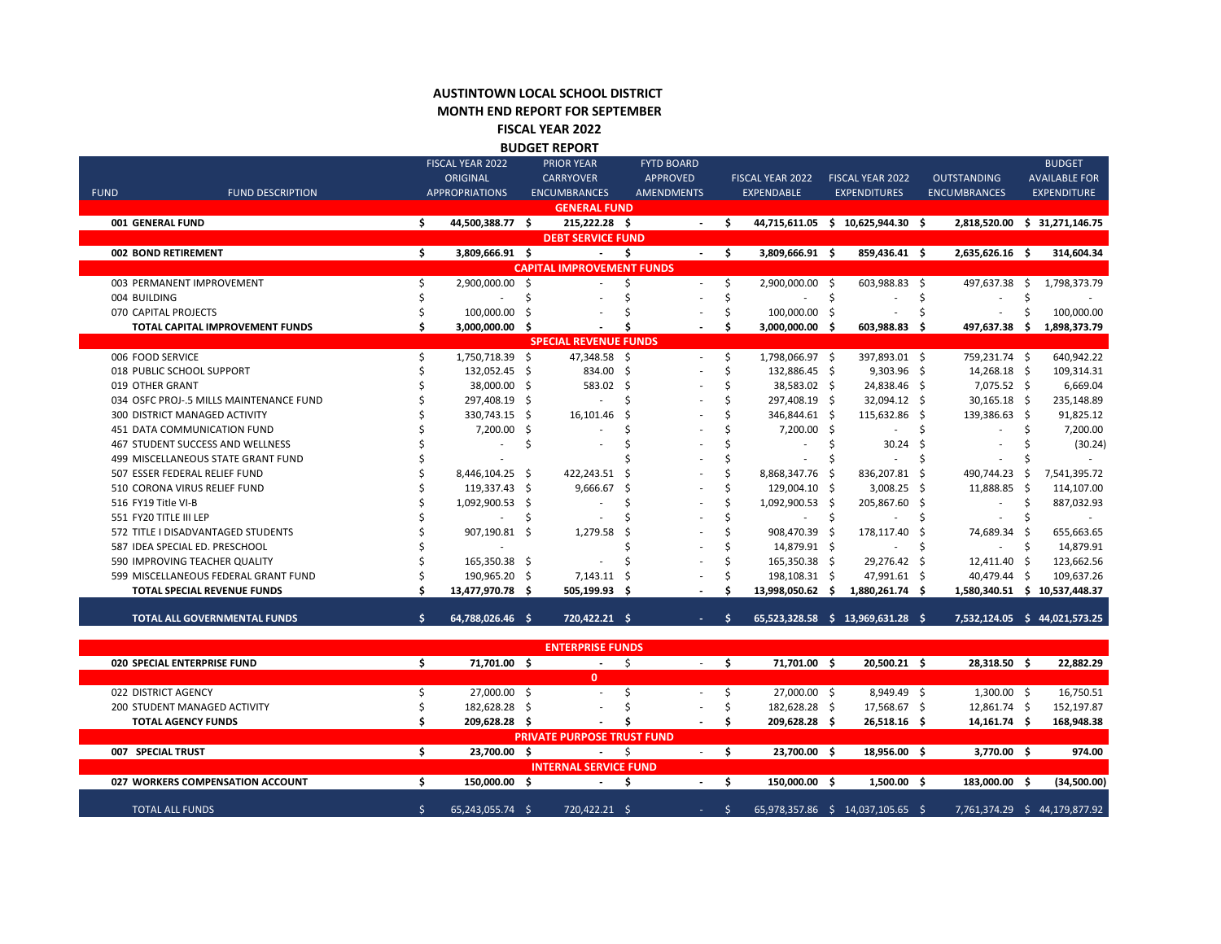# AUSTINTOWN LOCAL SCHOOL DISTRICT
## MONTH END REPORT FOR SEPTEMBER
## FISCAL YEAR 2022
## BUDGET REPORT

| FUND | FUND DESCRIPTION | FISCAL YEAR 2022 ORIGINAL APPROPRIATIONS | PRIOR YEAR CARRYOVER ENCUMBRANCES | FYTD BOARD APPROVED AMENDMENTS | FISCAL YEAR 2022 EXPENDABLE | FISCAL YEAR 2022 EXPENDITURES | OUTSTANDING ENCUMBRANCES | BUDGET AVAILABLE FOR EXPENDITURE |
|---|---|---|---|---|---|---|---|---|
| | **GENERAL FUND** | | | | | | | |
| **001** | **GENERAL FUND** | **$ 44,500,388.77** | **$ 215,222.28** | **$ -** | **$ 44,715,611.05** | **$ 10,625,944.30** | **$ 2,818,520.00** | **$ 31,271,146.75** |
| | **DEBT SERVICE FUND** | | | | | | | |
| **002** | **BOND RETIREMENT** | **$ 3,809,666.91** | **$ -** | **$ -** | **$ 3,809,666.91** | **$ 859,436.41** | **$ 2,635,626.16** | **$ 314,604.34** |
| | **CAPITAL IMPROVEMENT FUNDS** | | | | | | | |
| 003 | PERMANENT IMPROVEMENT | $ 2,900,000.00 | $ - | $ - | $ 2,900,000.00 | $ 603,988.83 | $ 497,637.38 | $ 1,798,373.79 |
| 004 | BUILDING | $ - | $ - | $ - | $ - | $ - | $ - | $ - |
| 070 | CAPITAL PROJECTS | $ 100,000.00 | $ - | $ - | $ 100,000.00 | $ - | $ - | $ 100,000.00 |
| | **TOTAL CAPITAL IMPROVEMENT FUNDS** | **$ 3,000,000.00** | **$ -** | **$ -** | **$ 3,000,000.00** | **$ 603,988.83** | **$ 497,637.38** | **$ 1,898,373.79** |
| | **SPECIAL REVENUE FUNDS** | | | | | | | |
| 006 | FOOD SERVICE | $ 1,750,718.39 | $ 47,348.58 | $ - | $ 1,798,066.97 | $ 397,893.01 | $ 759,231.74 | $ 640,942.22 |
| 018 | PUBLIC SCHOOL SUPPORT | $ 132,052.45 | $ 834.00 | $ - | $ 132,886.45 | $ 9,303.96 | $ 14,268.18 | $ 109,314.31 |
| 019 | OTHER GRANT | $ 38,000.00 | $ 583.02 | $ - | $ 38,583.02 | $ 24,838.46 | $ 7,075.52 | $ 6,669.04 |
| 034 | OSFC PROJ-.5 MILLS MAINTENANCE FUND | $ 297,408.19 | $ - | $ - | $ 297,408.19 | $ 32,094.12 | $ 30,165.18 | $ 235,148.89 |
| 300 | DISTRICT MANAGED ACTIVITY | $ 330,743.15 | $ 16,101.46 | $ - | $ 346,844.61 | $ 115,632.86 | $ 139,386.63 | $ 91,825.12 |
| 451 | DATA COMMUNICATION FUND | $ 7,200.00 | $ - | $ - | $ 7,200.00 | $ - | $ - | $ 7,200.00 |
| 467 | STUDENT SUCCESS AND WELLNESS | $ - | $ - | $ - | $ - | $ 30.24 | $ - | $ (30.24) |
| 499 | MISCELLANEOUS STATE GRANT FUND | $ - | | $ - | $ - | $ - | $ - | $ - |
| 507 | ESSER FEDERAL RELIEF FUND | $ 8,446,104.25 | $ 422,243.51 | $ - | $ 8,868,347.76 | $ 836,207.81 | $ 490,744.23 | $ 7,541,395.72 |
| 510 | CORONA VIRUS RELIEF FUND | $ 119,337.43 | $ 9,666.67 | $ - | $ 129,004.10 | $ 3,008.25 | $ 11,888.85 | $ 114,107.00 |
| 516 | FY19 Title VI-B | $ 1,092,900.53 | $ - | $ - | $ 1,092,900.53 | $ 205,867.60 | $ - | $ 887,032.93 |
| 551 | FY20 TITLE III LEP | $ - | $ - | $ - | $ - | $ - | $ - | $ - |
| 572 | TITLE I DISADVANTAGED STUDENTS | $ 907,190.81 | $ 1,279.58 | $ - | $ 908,470.39 | $ 178,117.40 | $ 74,689.34 | $ 655,663.65 |
| 587 | IDEA SPECIAL ED. PRESCHOOL | $ - | | $ - | $ 14,879.91 | $ - | $ - | $ 14,879.91 |
| 590 | IMPROVING TEACHER QUALITY | $ 165,350.38 | $ - | $ - | $ 165,350.38 | $ 29,276.42 | $ 12,411.40 | $ 123,662.56 |
| 599 | MISCELLANEOUS FEDERAL GRANT FUND | $ 190,965.20 | $ 7,143.11 | $ - | $ 198,108.31 | $ 47,991.61 | $ 40,479.44 | $ 109,637.26 |
| | **TOTAL SPECIAL REVENUE FUNDS** | **$ 13,477,970.78** | **$ 505,199.93** | **$ -** | **$ 13,998,050.62** | **$ 1,880,261.74** | **$ 1,580,340.51** | **$ 10,537,448.37** |
| | **TOTAL ALL GOVERNMENTAL FUNDS** | **$ 64,788,026.46** | **$ 720,422.21** | **$ -** | **$ 65,523,328.58** | **$ 13,969,631.28** | **$ 7,532,124.05** | **$ 44,021,573.25** |
| | **ENTERPRISE FUNDS** | | | | | | | |
| **020** | **SPECIAL ENTERPRISE FUND** | **$ 71,701.00** | **$ -** | **$ -** | **$ 71,701.00** | **$ 20,500.21** | **$ 28,318.50** | **$ 22,882.29** |
| | **0** | | | | | | | |
| 022 | DISTRICT AGENCY | $ 27,000.00 | $ - | $ - | $ 27,000.00 | $ 8,949.49 | $ 1,300.00 | $ 16,750.51 |
| 200 | STUDENT MANAGED ACTIVITY | $ 182,628.28 | $ - | $ - | $ 182,628.28 | $ 17,568.67 | $ 12,861.74 | $ 152,197.87 |
| | **TOTAL AGENCY FUNDS** | **$ 209,628.28** | **$ -** | **$ -** | **$ 209,628.28** | **$ 26,518.16** | **$ 14,161.74** | **$ 168,948.38** |
| | **PRIVATE PURPOSE TRUST FUND** | | | | | | | |
| **007** | **SPECIAL TRUST** | **$ 23,700.00** | **$ -** | **$ -** | **$ 23,700.00** | **$ 18,956.00** | **$ 3,770.00** | **$ 974.00** |
| | **INTERNAL SERVICE FUND** | | | | | | | |
| **027** | **WORKERS COMPENSATION ACCOUNT** | **$ 150,000.00** | **$ -** | **$ -** | **$ 150,000.00** | **$ 1,500.00** | **$ 183,000.00** | **$ (34,500.00)** |
| | TOTAL ALL FUNDS | $ 65,243,055.74 | $ 720,422.21 | $ - | $ 65,978,357.86 | $ 14,037,105.65 | $ 7,761,374.29 | $ 44,179,877.92 |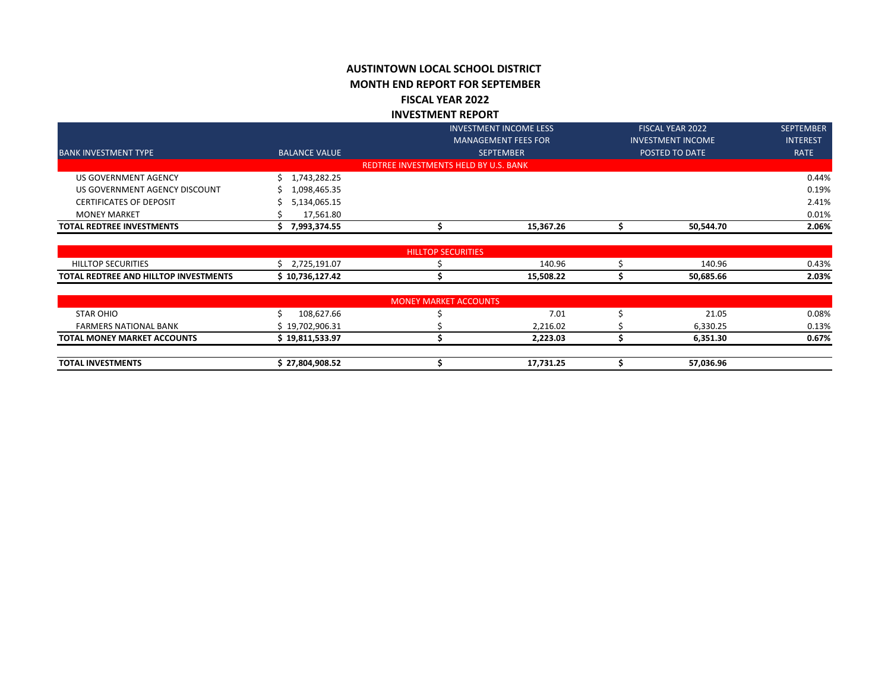# AUSTINTOWN LOCAL SCHOOL DISTRICT
## MONTH END REPORT FOR SEPTEMBER
## FISCAL YEAR 2022
## INVESTMENT REPORT

| BANK INVESTMENT TYPE | BALANCE VALUE | INVESTMENT INCOME LESS MANAGEMENT FEES FOR SEPTEMBER | FISCAL YEAR 2022 INVESTMENT INCOME POSTED TO DATE | SEPTEMBER INTEREST RATE |
|---|---|---|---|---|
| | | REDTREE INVESTMENTS HELD BY U.S. BANK | | |
| US GOVERNMENT AGENCY | $ 1,743,282.25 | | | 0.44% |
| US GOVERNMENT AGENCY DISCOUNT | $ 1,098,465.35 | | | 0.19% |
| CERTIFICATES OF DEPOSIT | $ 5,134,065.15 | | | 2.41% |
| MONEY MARKET | $ 17,561.80 | | | 0.01% |
| **TOTAL REDTREE INVESTMENTS** | **$ 7,993,374.55** | **$ 15,367.26** | **$ 50,544.70** | **2.06%** |
| | | HILLTOP SECURITIES | | |
| HILLTOP SECURITIES | $ 2,725,191.07 | $ 140.96 | $ 140.96 | 0.43% |
| **TOTAL REDTREE AND HILLTOP INVESTMENTS** | **$ 10,736,127.42** | **$ 15,508.22** | **$ 50,685.66** | **2.03%** |
| | | MONEY MARKET ACCOUNTS | | |
| STAR OHIO | $ 108,627.66 | $ 7.01 | $ 21.05 | 0.08% |
| FARMERS NATIONAL BANK | $ 19,702,906.31 | $ 2,216.02 | $ 6,330.25 | 0.13% |
| **TOTAL MONEY MARKET ACCOUNTS** | **$ 19,811,533.97** | **$ 2,223.03** | **$ 6,351.30** | **0.67%** |
| **TOTAL INVESTMENTS** | **$ 27,804,908.52** | **$ 17,731.25** | **$ 57,036.96** | |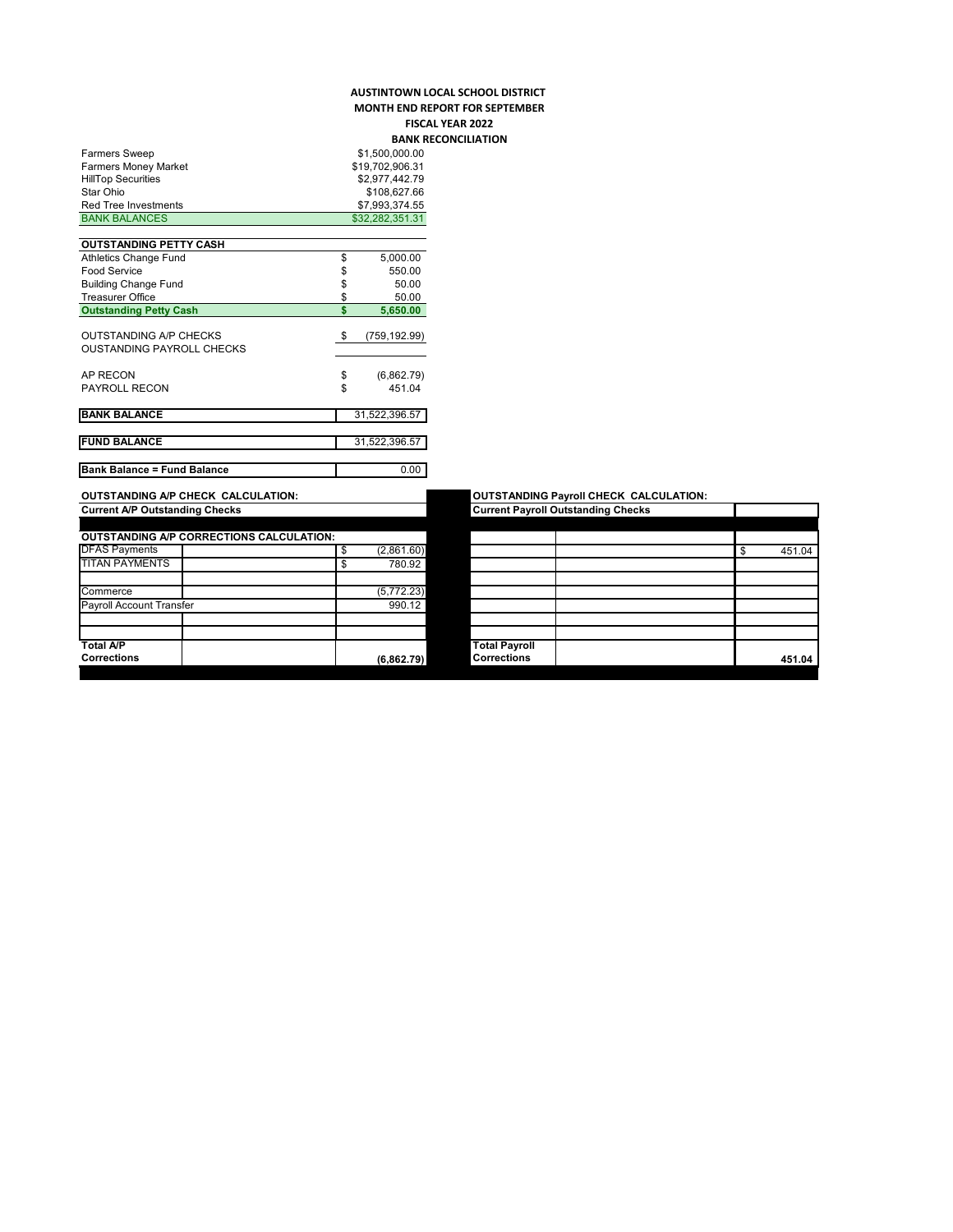# AUSTINTOWN LOCAL SCHOOL DISTRICT
## MONTH END REPORT FOR SEPTEMBER
## FISCAL YEAR 2022
## BANK RECONCILIATION

| | |
|---|---|
| Farmers Sweep | $1,500,000.00 |
| Farmers Money Market | $19,702,906.31 |
| HillTop Securities | $2,977,442.79 |
| Star Ohio | $108,627.66 |
| Red Tree Investments | $7,993,374.55 |
| **BANK BALANCES** | **$32,282,351.31** |

| OUTSTANDING PETTY CASH | |
|---|---|
| Athletics Change Fund | $ 5,000.00 |
| Food Service | $ 550.00 |
| Building Change Fund | $ 50.00 |
| Treasurer Office | $ 50.00 |
| **Outstanding Petty Cash** | **$ 5,650.00** |

| | |
|---|---|
| OUTSTANDING A/P CHECKS | $ (759,192.99) |
| OUSTANDING PAYROLL CHECKS | |
| AP RECON | $ (6,862.79) |
| PAYROLL RECON | $ 451.04 |

| | |
|---|---|
| **BANK BALANCE** | 31,522,396.57 |
| **FUND BALANCE** | 31,522,396.57 |
| **Bank Balance = Fund Balance** | 0.00 |

**OUTSTANDING A/P CHECK CALCULATION:**

| Current A/P Outstanding Checks | | |
|---|---|---|
| **OUTSTANDING A/P CORRECTIONS CALCULATION:** | | |
| DFAS Payments | | $ (2,861.60) |
| TITAN PAYMENTS | | $ 780.92 |
| | | |
| Commerce | | (5,772.23) |
| Payroll Account Transfer | | 990.12 |
| | | |
| | | |
| **Total A/P Corrections** | | **(6,862.79)** |

**OUTSTANDING Payroll CHECK CALCULATION:**

| Current Payroll Outstanding Checks | | |
|---|---|---|
| | | |
| | | $ 451.04 |
| | | |
| | | |
| | | |
| | | |
| | | |
| **Total Payroll Corrections** | | **451.04** |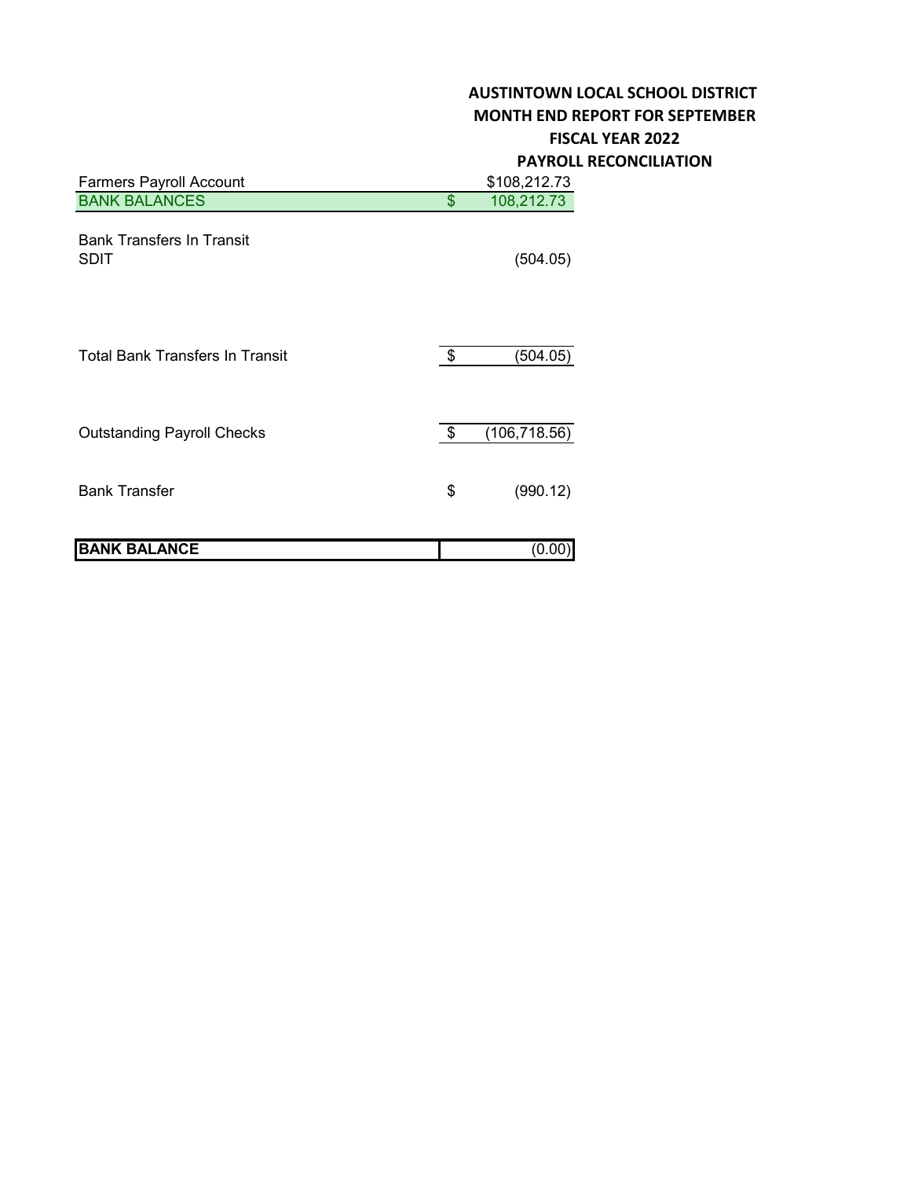**AUSTINTOWN LOCAL SCHOOL DISTRICT**
**MONTH END REPORT FOR SEPTEMBER**
**FISCAL YEAR 2022**
**PAYROLL RECONCILIATION**

| | | |
|---|---|---|
| Farmers Payroll Account | | $108,212.73 |
| BANK BALANCES | $ | 108,212.73 |
| | | |
| Bank Transfers In Transit | | |
| SDIT | | (504.05) |
| | | |
| Total Bank Transfers In Transit | $ | (504.05) |
| | | |
| Outstanding Payroll Checks | $ | (106,718.56) |
| | | |
| Bank Transfer | $ | (990.12) |
| | | |
| **BANK BALANCE** | | (0.00) |